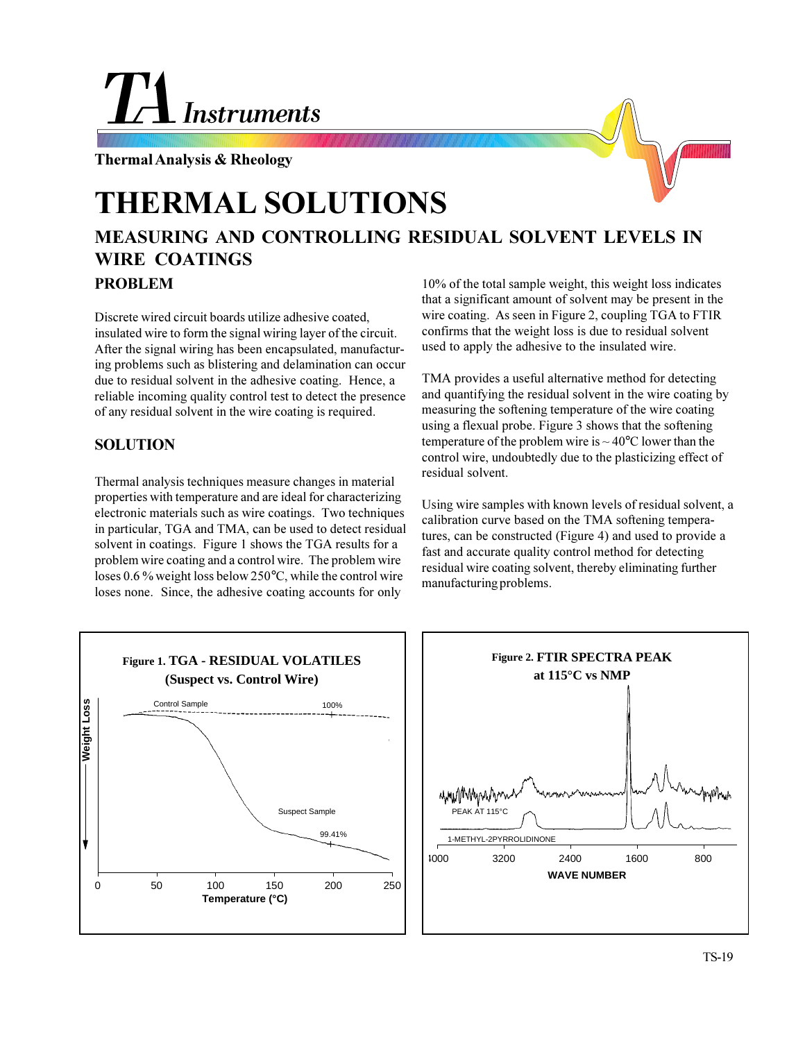# THERMAL SOLUTIONS

## MEASURING AND CONTROLLING RESIDUAL SOLVENT LEVELS IN WIRE COATINGS

### PROBLEM

Discrete wired circuit boards utilize adhesive coated, insulated wire to form the signal wiring layer of the circuit. After the signal wiring has been encapsulated, manufacturing problems such as blistering and delamination can occur due to residual solvent in the adhesive coating. Hence, a reliable incoming quality control test to detect the presence of any residual solvent in the wire coating is required.

### SOLUTION

Thermal analysis techniques measure changes in material properties with temperature and are ideal for characterizing electronic materials such as wire coatings. Two techniques in particular, TGA and TMA, can be used to detect residual solvent in coatings. Figure 1 shows the TGA results for a problem wire coating and a control wire. The problem wire loses 0.6 % weight loss below 250°C, while the control wire loses none. Since, the adhesive coating accounts for only 10% of the total sample weight, this weight loss indicates that a significant amount of solvent may be present in the wire coating. As seen in Figure 2, coupling TGA to FTIR confirms that the weight loss is due to residual solvent used to apply the adhesive to the insulated wire.

TMA provides a useful alternative method for detecting and quantifying the residual solvent in the wire coating by measuring the softening temperature of the wire coating using a flexual probe. Figure 3 shows that the softening temperature of the problem wire is ~ 40°C lower than the control wire, undoubtedly due to the plasticizing effect of residual solvent.

Using wire samples with known levels of residual solvent, a calibration curve based on the TMA softening temperatures, can be constructed (Figure 4) and used to provide a fast and accurate quality control method for detecting residual wire coating solvent, thereby eliminating further manufacturing problems.

**Figure 1. TGA - RESIDUAL VOLATILES (Suspect vs. Control Wire)**

**Figure 2. FTIR SPECTRA PEAK at 115°C vs NMP**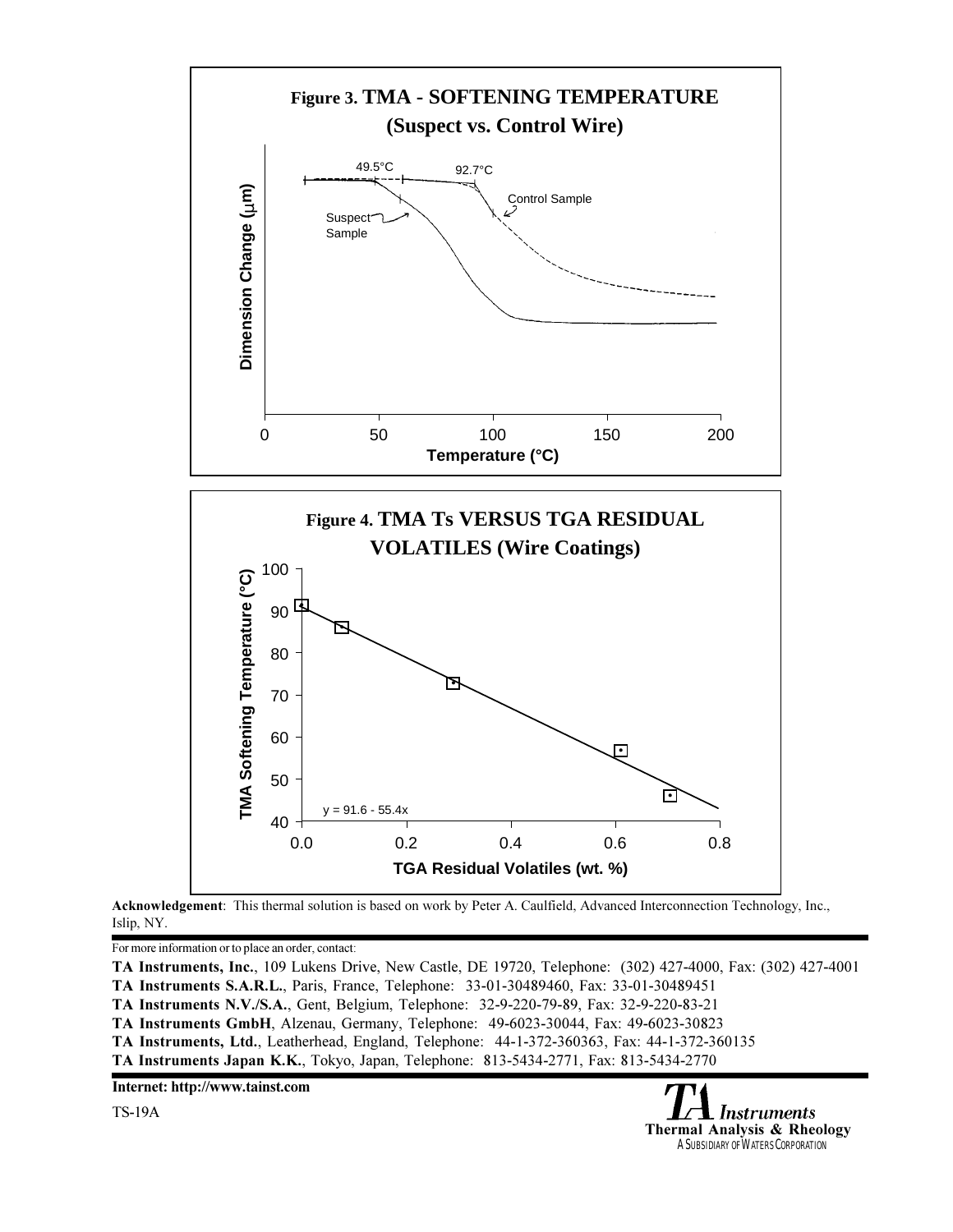**Figure 3.** **TMA - SOFTENING TEMPERATURE (Suspect vs. Control Wire)**

49.5°C

92.7°C

Control Sample

Suspect Sample

Dimension Change (μm)

0
50
100
150
200

Temperature (°C)

**Figure 4.** **TMA Ts VERSUS TGA RESIDUAL VOLATILES (Wire Coatings)**

TMA Softening Temperature (°C)

100
90
80
70
60
50
40

y = 91.6 - 55.4x

0.0
0.2
0.4
0.6
0.8

TGA Residual Volatiles (wt. %)

**Acknowledgement**: This thermal solution is based on work by Peter A. Caulfield, Advanced Interconnection Technology, Inc., Islip, NY.

For more information or to place an order, contact:

**TA Instruments, Inc.**, 109 Lukens Drive, New Castle, DE 19720, Telephone: (302) 427-4000, Fax: (302) 427-4001
**TA Instruments S.A.R.L.**, Paris, France, Telephone: 33-01-30489460, Fax: 33-01-30489451
**TA Instruments N.V./S.A.**, Gent, Belgium, Telephone: 32-9-220-79-89, Fax: 32-9-220-83-21
**TA Instruments GmbH**, Alzenau, Germany, Telephone: 49-6023-30044, Fax: 49-6023-30823
**TA Instruments, Ltd.**, Leatherhead, England, Telephone: 44-1-372-360363, Fax: 44-1-372-360135
**TA Instruments Japan K.K.**, Tokyo, Japan, Telephone: 813-5434-2771, Fax: 813-5434-2770

**Internet: http://www.tainst.com**

TS-19A

TA Instruments
**Thermal Analysis & Rheology**
A SUBSIDIARY OF WATERS CORPORATION